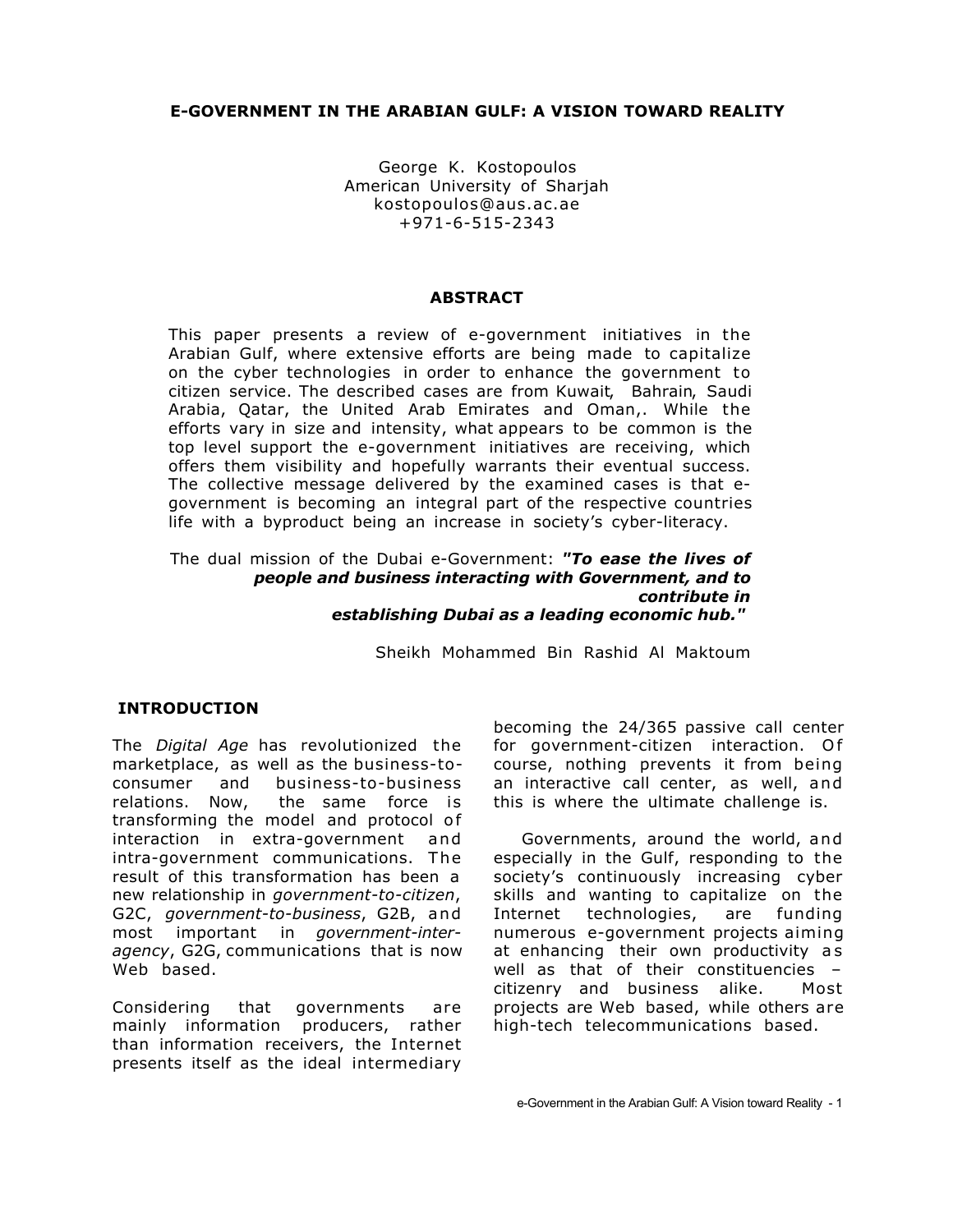# E-GOVERNMENT IN THE ARABIAN GULF: A VISION TOWARD REALITY

George K. Kostopoulos
American University of Sharjah
kostopoulos@aus.ac.ae
+971-6-515-2343

## ABSTRACT

This paper presents a review of e-government initiatives in the Arabian Gulf, where extensive efforts are being made to capitalize on the cyber technologies in order to enhance the government to citizen service. The described cases are from Kuwait, Bahrain, Saudi Arabia, Qatar, the United Arab Emirates and Oman,. While the efforts vary in size and intensity, what appears to be common is the top level support the e-government initiatives are receiving, which offers them visibility and hopefully warrants their eventual success. The collective message delivered by the examined cases is that e-government is becoming an integral part of the respective countries life with a byproduct being an increase in society's cyber-literacy.

The dual mission of the Dubai e-Government: ***"To ease the lives of people and business interacting with Government, and to contribute in establishing Dubai as a leading economic hub."***

Sheikh Mohammed Bin Rashid Al Maktoum

## INTRODUCTION

The *Digital Age* has revolutionized the marketplace, as well as the business-to-consumer and business-to-business relations. Now, the same force is transforming the model and protocol of interaction in extra-government and intra-government communications. The result of this transformation has been a new relationship in *government-to-citizen*, G2C, *government-to-business*, G2B, and most important in *government-inter-agency*, G2G, communications that is now Web based.

Considering that governments are mainly information producers, rather than information receivers, the Internet presents itself as the ideal intermediary becoming the 24/365 passive call center for government-citizen interaction. Of course, nothing prevents it from being an interactive call center, as well, and this is where the ultimate challenge is.

Governments, around the world, and especially in the Gulf, responding to the society's continuously increasing cyber skills and wanting to capitalize on the Internet technologies, are funding numerous e-government projects aiming at enhancing their own productivity as well as that of their constituencies – citizenry and business alike. Most projects are Web based, while others are high-tech telecommunications based.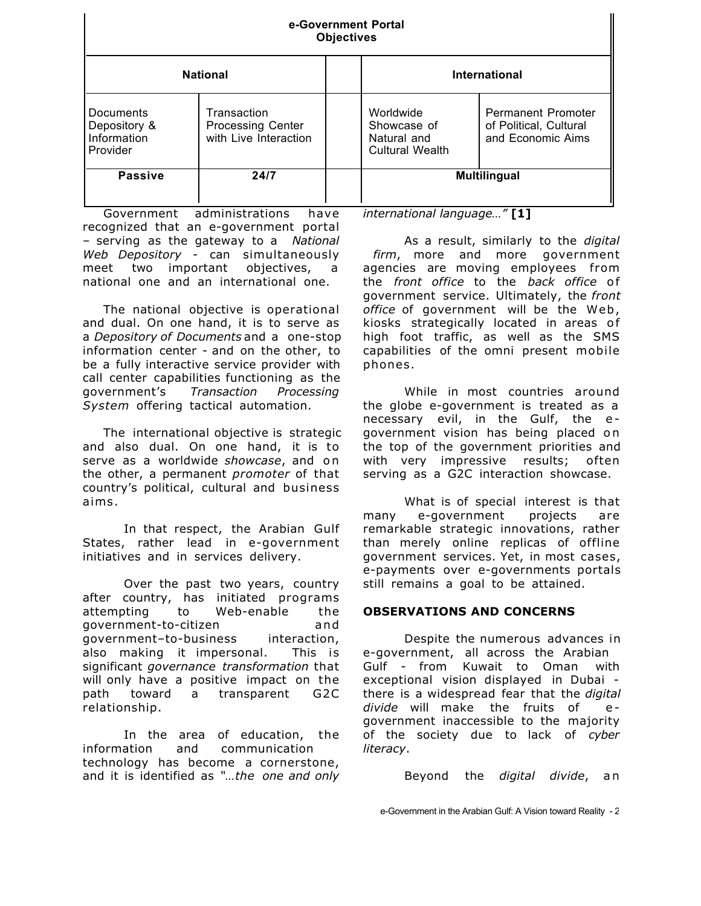| e-Government Portal Objectives | | | | |
|---|---|---|---|---|
| **National** | | | **International** | |
| Documents Depository & Information Provider | Transaction Processing Center with Live Interaction | | Worldwide Showcase of Natural and Cultural Wealth | Permanent Promoter of Political, Cultural and Economic Aims |
| **Passive** | **24/7** | | **Multilingual** | |

Government administrations have recognized that an e-government portal – serving as the gateway to a *National Web Depository* - can simultaneously meet two important objectives, a national one and an international one.

The national objective is operational and dual. On one hand, it is to serve as a *Depository of Documents* and a one-stop information center - and on the other, to be a fully interactive service provider with call center capabilities functioning as the government's *Transaction Processing System* offering tactical automation.

The international objective is strategic and also dual. On one hand, it is to serve as a worldwide *showcase*, and on the other, a permanent *promoter* of that country's political, cultural and business aims.

In that respect, the Arabian Gulf States, rather lead in e-government initiatives and in services delivery.

Over the past two years, country after country, has initiated programs attempting to Web-enable the government-to-citizen and government–to-business interaction, also making it impersonal. This is significant *governance transformation* that will only have a positive impact on the path toward a transparent G2C relationship.

In the area of education, the information and communication technology has become a cornerstone, and it is identified as "*…the one and only international language…"* **[1]**

As a result, similarly to the *digital firm*, more and more government agencies are moving employees from the *front office* to the *back office* of government service. Ultimately, the *front office* of government will be the Web, kiosks strategically located in areas of high foot traffic, as well as the SMS capabilities of the omni present mobile phones.

While in most countries around the globe e-government is treated as a necessary evil, in the Gulf, the e-government vision has being placed on the top of the government priorities and with very impressive results; often serving as a G2C interaction showcase.

What is of special interest is that many e-government projects are remarkable strategic innovations, rather than merely online replicas of offline government services. Yet, in most cases, e-payments over e-governments portals still remains a goal to be attained.

## OBSERVATIONS AND CONCERNS

Despite the numerous advances in e-government, all across the Arabian Gulf - from Kuwait to Oman with exceptional vision displayed in Dubai - there is a widespread fear that the *digital divide* will make the fruits of e-government inaccessible to the majority of the society due to lack of *cyber literacy*.

Beyond the *digital divide*, an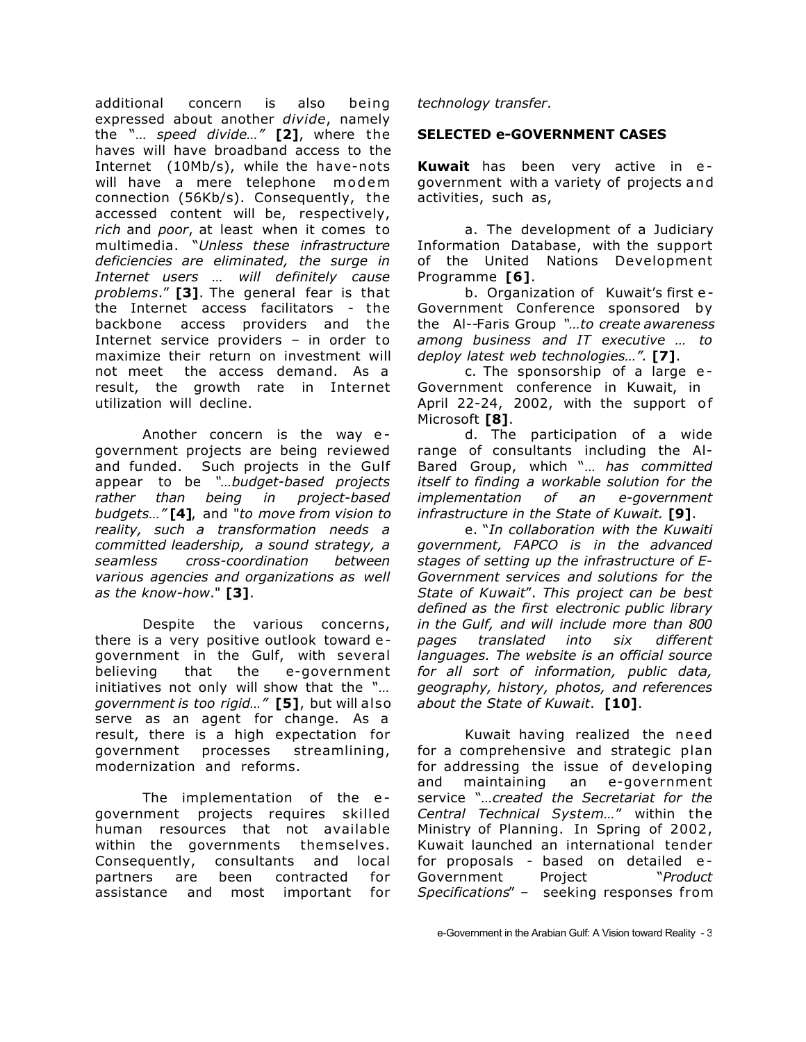additional concern is also being expressed about another *divide*, namely the "… *speed divide…"* **[2]**, where the haves will have broadband access to the Internet (10Mb/s), while the have-nots will have a mere telephone modem connection (56Kb/s). Consequently, the accessed content will be, respectively, *rich* and *poor*, at least when it comes to multimedia. "*Unless these infrastructure deficiencies are eliminated, the surge in Internet users … will definitely cause problems*." **[3]**. The general fear is that the Internet access facilitators - the backbone access providers and the Internet service providers – in order to maximize their return on investment will not meet the access demand. As a result, the growth rate in Internet utilization will decline.

Another concern is the way e-government projects are being reviewed and funded. Such projects in the Gulf appear to be *"…budget-based projects rather than being in project-based budgets…"* **[4]**, and "*to move from vision to reality, such a transformation needs a committed leadership, a sound strategy, a seamless cross-coordination between various agencies and organizations as well as the know-how*." **[3]**.

Despite the various concerns, there is a very positive outlook toward e-government in the Gulf, with several believing that the e-government initiatives not only will show that the "*… government is too rigid…"* **[5]**, but will also serve as an agent for change. As a result, there is a high expectation for government processes streamlining, modernization and reforms.

The implementation of the e-government projects requires skilled human resources that not available within the governments themselves. Consequently, consultants and local partners are been contracted for assistance and most important for *technology transfer*.

## SELECTED e-GOVERNMENT CASES

**Kuwait** has been very active in e-government with a variety of projects and activities, such as,

a. The development of a Judiciary Information Database, with the support of the United Nations Development Programme **[6]**.

b. Organization of Kuwait's first e-Government Conference sponsored by the Al--Faris Group *"…to create awareness among business and IT executive … to deploy latest web technologies…"*. **[7]**.

c. The sponsorship of a large e-Government conference in Kuwait, in April 22-24, 2002, with the support of Microsoft **[8]**.

d. The participation of a wide range of consultants including the Al-Bared Group, which "… *has committed itself to finding a workable solution for the implementation of an e-government infrastructure in the State of Kuwait.* **[9]**.

e. "*In collaboration with the Kuwaiti government, FAPCO is in the advanced stages of setting up the infrastructure of E-Government services and solutions for the State of Kuwait*". *This project can be best defined as the first electronic public library in the Gulf, and will include more than 800 pages translated into six different languages. The website is an official source for all sort of information, public data, geography, history, photos, and references about the State of Kuwait*. **[10]**.

Kuwait having realized the need for a comprehensive and strategic plan for addressing the issue of developing and maintaining an e-government service "*…created the Secretariat for the Central Technical System…*" within the Ministry of Planning. In Spring of 2002, Kuwait launched an international tender for proposals - based on detailed e-Government Project "*Product Specifications*" – seeking responses from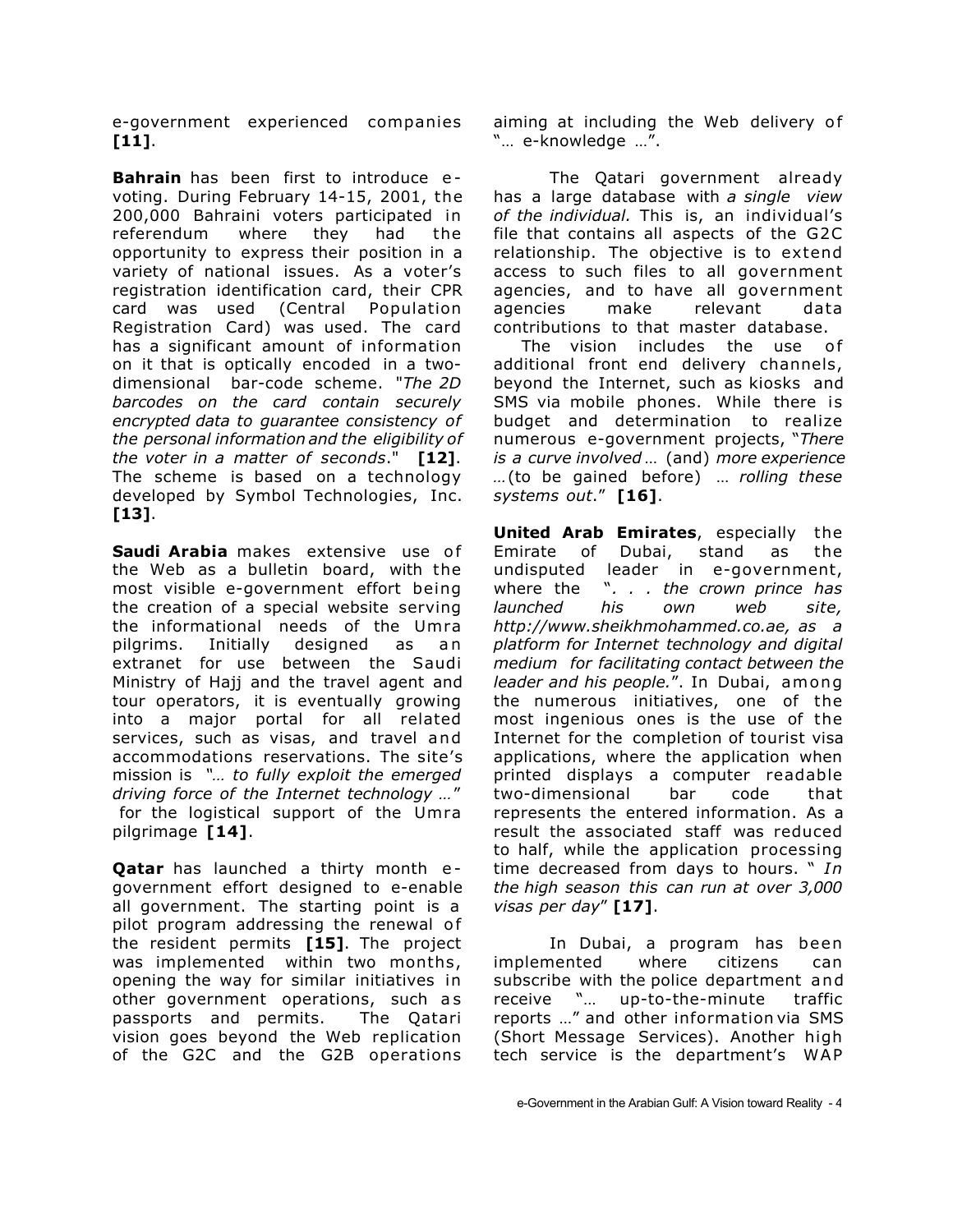e-government experienced companies **[11]**.

**Bahrain** has been first to introduce e-voting. During February 14-15, 2001, the 200,000 Bahraini voters participated in referendum where they had the opportunity to express their position in a variety of national issues. As a voter's registration identification card, their CPR card was used (Central Population Registration Card) was used. The card has a significant amount of information on it that is optically encoded in a two-dimensional bar-code scheme. "*The 2D barcodes on the card contain securely encrypted data to guarantee consistency of the personal information and the eligibility of the voter in a matter of seconds*." **[12]**. The scheme is based on a technology developed by Symbol Technologies, Inc. **[13]**.

**Saudi Arabia** makes extensive use of the Web as a bulletin board, with the most visible e-government effort being the creation of a special website serving the informational needs of the Umra pilgrims. Initially designed as an extranet for use between the Saudi Ministry of Hajj and the travel agent and tour operators, it is eventually growing into a major portal for all related services, such as visas, and travel and accommodations reservations. The site's mission is "*… to fully exploit the emerged driving force of the Internet technology …*" for the logistical support of the Umra pilgrimage **[14]**.

**Qatar** has launched a thirty month e-government effort designed to e-enable all government. The starting point is a pilot program addressing the renewal of the resident permits **[15]**. The project was implemented within two months, opening the way for similar initiatives in other government operations, such as passports and permits. The Qatari vision goes beyond the Web replication of the G2C and the G2B operations aiming at including the Web delivery of "… e-knowledge …".

The Qatari government already has a large database with *a single view of the individual.* This is, an individual's file that contains all aspects of the G2C relationship. The objective is to extend access to such files to all government agencies, and to have all government agencies make relevant data contributions to that master database.

The vision includes the use of additional front end delivery channels, beyond the Internet, such as kiosks and SMS via mobile phones. While there is budget and determination to realize numerous e-government projects, "*There is a curve involved …* (and) *more experience …* (to be gained before) *… rolling these systems out*." **[16]**.

**United Arab Emirates**, especially the Emirate of Dubai, stand as the undisputed leader in e-government, where the "*. . . the crown prince has launched his own web site, http://www.sheikhmohammed.co.ae, as a platform for Internet technology and digital medium for facilitating contact between the leader and his people.*". In Dubai, among the numerous initiatives, one of the most ingenious ones is the use of the Internet for the completion of tourist visa applications, where the application when printed displays a computer readable two-dimensional bar code that represents the entered information. As a result the associated staff was reduced to half, while the application processing time decreased from days to hours. " *In the high season this can run at over 3,000 visas per day*" **[17]**.

In Dubai, a program has been implemented where citizens can subscribe with the police department and receive "… up-to-the-minute traffic reports …" and other information via SMS (Short Message Services). Another high tech service is the department's WAP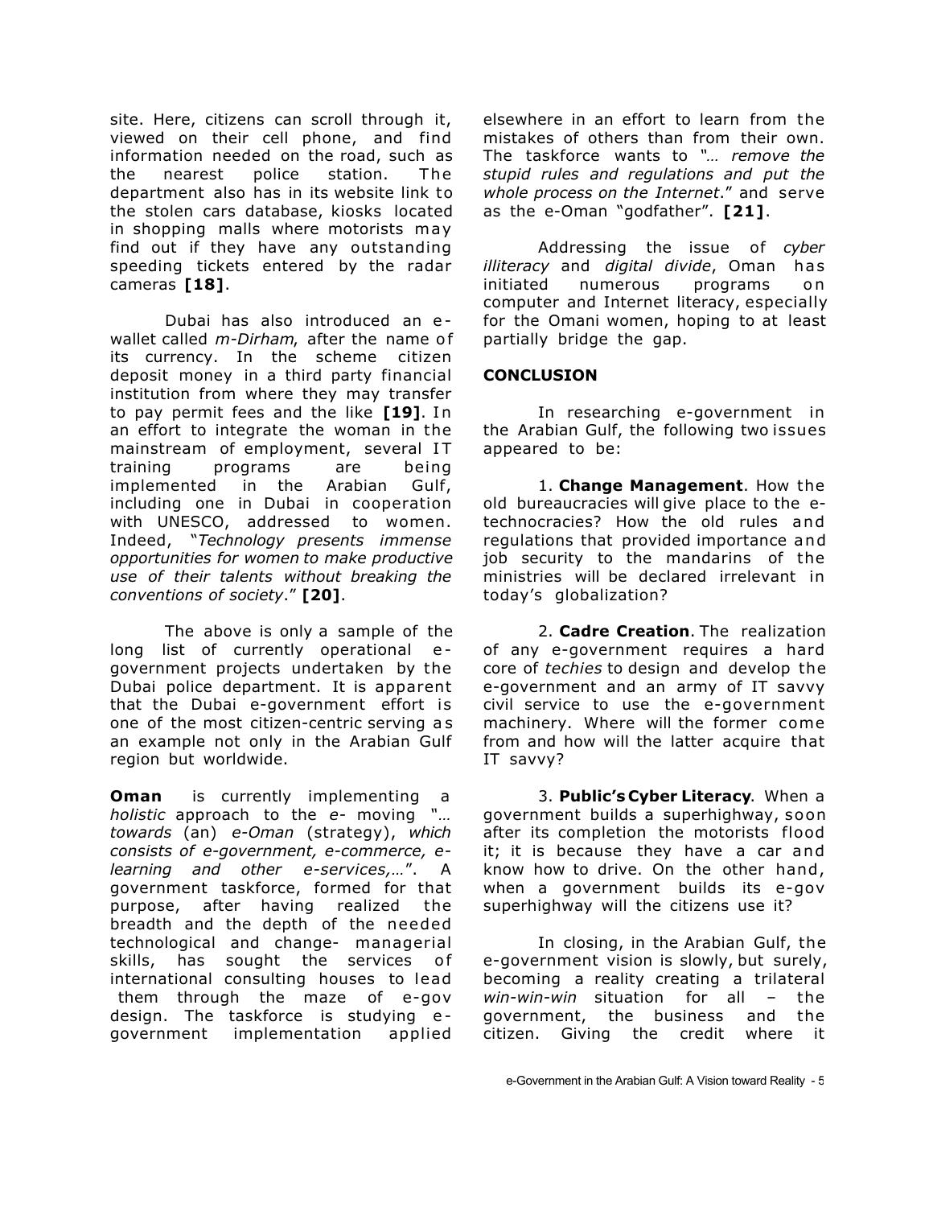site. Here, citizens can scroll through it, viewed on their cell phone, and find information needed on the road, such as the nearest police station. The department also has in its website link to the stolen cars database, kiosks located in shopping malls where motorists may find out if they have any outstanding speeding tickets entered by the radar cameras **[18]**.

Dubai has also introduced an e-wallet called *m-Dirham*, after the name of its currency. In the scheme citizen deposit money in a third party financial institution from where they may transfer to pay permit fees and the like **[19]**. In an effort to integrate the woman in the mainstream of employment, several IT training programs are being implemented in the Arabian Gulf, including one in Dubai in cooperation with UNESCO, addressed to women. Indeed, "*Technology presents immense opportunities for women to make productive use of their talents without breaking the conventions of society*." **[20]**.

The above is only a sample of the long list of currently operational e-government projects undertaken by the Dubai police department. It is apparent that the Dubai e-government effort is one of the most citizen-centric serving as an example not only in the Arabian Gulf region but worldwide.

**Oman** is currently implementing a *holistic* approach to the *e-* moving "*… towards* (an) *e-Oman* (strategy), *which consists of e-government, e-commerce, e-learning and other e-services,…*". A government taskforce, formed for that purpose, after having realized the breadth and the depth of the needed technological and change- managerial skills, has sought the services of international consulting houses to lead them through the maze of e-gov design. The taskforce is studying e-government implementation applied elsewhere in an effort to learn from the mistakes of others than from their own. The taskforce wants to "*… remove the stupid rules and regulations and put the whole process on the Internet*." and serve as the e-Oman "godfather". **[21]**.

Addressing the issue of *cyber illiteracy* and *digital divide*, Oman has initiated numerous programs on computer and Internet literacy, especially for the Omani women, hoping to at least partially bridge the gap.

## CONCLUSION

In researching e-government in the Arabian Gulf, the following two issues appeared to be:

1. **Change Management**. How the old bureaucracies will give place to the e-technocracies? How the old rules and regulations that provided importance and job security to the mandarins of the ministries will be declared irrelevant in today's globalization?

2. **Cadre Creation**. The realization of any e-government requires a hard core of *techies* to design and develop the e-government and an army of IT savvy civil service to use the e-government machinery. Where will the former come from and how will the latter acquire that IT savvy?

3. **Public's Cyber Literacy**. When a government builds a superhighway, soon after its completion the motorists flood it; it is because they have a car and know how to drive. On the other hand, when a government builds its e-gov superhighway will the citizens use it?

In closing, in the Arabian Gulf, the e-government vision is slowly, but surely, becoming a reality creating a trilateral *win-win-win* situation for all – the government, the business and the citizen. Giving the credit where it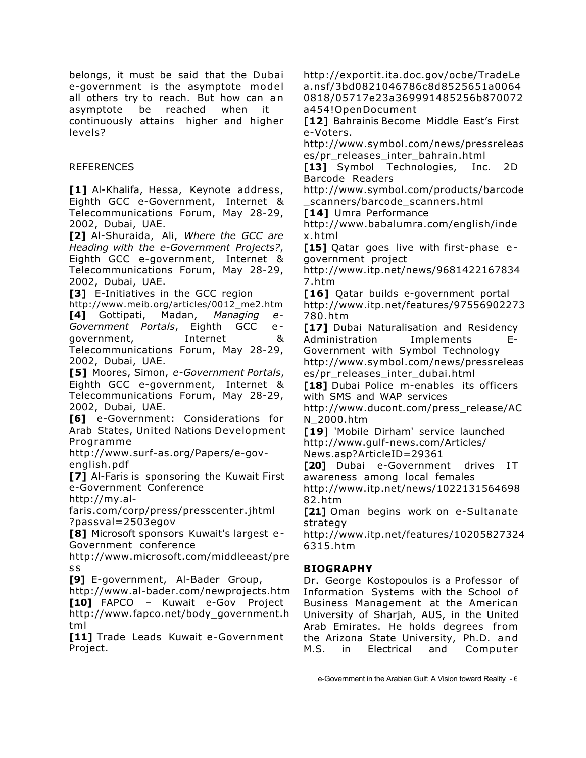belongs, it must be said that the Dubai e-government is the asymptote model all others try to reach. But how can an asymptote be reached when it continuously attains higher and higher levels?

## REFERENCES

**[1]** Al-Khalifa, Hessa, Keynote address, Eighth GCC e-Government, Internet & Telecommunications Forum, May 28-29, 2002, Dubai, UAE.

**[2]** Al-Shuraida, Ali, *Where the GCC are Heading with the e-Government Projects?*, Eighth GCC e-government, Internet & Telecommunications Forum, May 28-29, 2002, Dubai, UAE.

**[3]** E-Initiatives in the GCC region http://www.meib.org/articles/0012_me2.htm

**[4]** Gottipati, Madan, *Managing e-Government Portals*, Eighth GCC e-government, Internet & Telecommunications Forum, May 28-29, 2002, Dubai, UAE.

**[5]** Moores, Simon, *e-Government Portals*, Eighth GCC e-government, Internet & Telecommunications Forum, May 28-29, 2002, Dubai, UAE.

**[6]** e-Government: Considerations for Arab States, United Nations Development Programme http://www.surf-as.org/Papers/e-gov-english.pdf

**[7]** Al-Faris is sponsoring the Kuwait First e-Government Conference http://my.al-faris.com/corp/press/presscenter.jhtml?passval=2503egov

**[8]** Microsoft sponsors Kuwait's largest e-Government conference http://www.microsoft.com/middleeast/press

**[9]** E-government, Al-Bader Group, http://www.al-bader.com/newprojects.htm

**[10]** FAPCO – Kuwait e-Gov Project http://www.fapco.net/body_government.html

**[11]** Trade Leads Kuwait e-Government Project. http://exportit.ita.doc.gov/ocbe/TradeLea.nsf/3bd0821046786c8d8525651a00640818/05717e23a369991485256b870072a454!OpenDocument

**[12]** Bahrainis Become Middle East's First e-Voters. http://www.symbol.com/news/pressreleases/pr_releases_inter_bahrain.html

**[13]** Symbol Technologies, Inc. 2D Barcode Readers http://www.symbol.com/products/barcode_scanners/barcode_scanners.html

**[14]** Umra Performance http://www.babalumra.com/english/index.html

**[15]** Qatar goes live with first-phase e-government project http://www.itp.net/news/96814221678347.htm

**[16]** Qatar builds e-government portal http://www.itp.net/features/97556902273780.htm

**[17]** Dubai Naturalisation and Residency Administration Implements E-Government with Symbol Technology http://www.symbol.com/news/pressreleases/pr_releases_inter_dubai.html

**[18]** Dubai Police m-enables its officers with SMS and WAP services http://www.ducont.com/press_release/ACN_2000.htm

**[19]** 'Mobile Dirham' service launched http://www.gulf-news.com/Articles/News.asp?ArticleID=29361

**[20]** Dubai e-Government drives IT awareness among local females http://www.itp.net/news/102213156469882.htm

**[21]** Oman begins work on e-Sultanate strategy http://www.itp.net/features/102058273246315.htm

## BIOGRAPHY

Dr. George Kostopoulos is a Professor of Information Systems with the School of Business Management at the American University of Sharjah, AUS, in the United Arab Emirates. He holds degrees from the Arizona State University, Ph.D. and M.S. in Electrical and Computer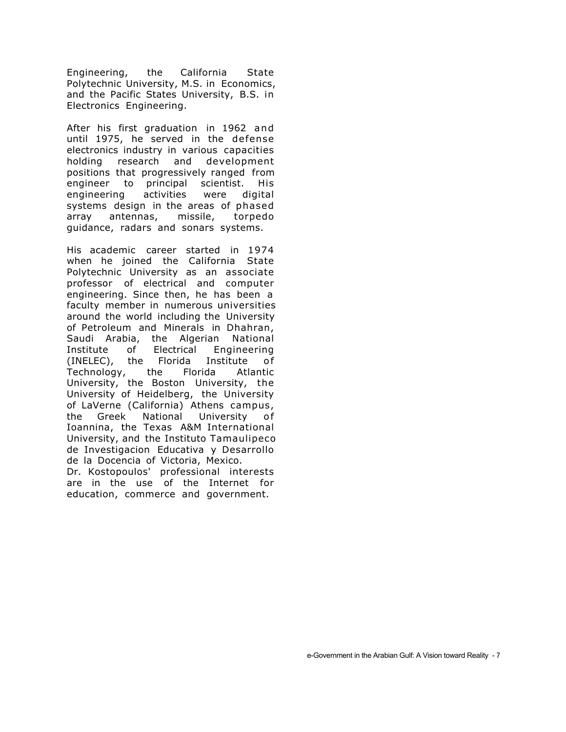Engineering, the California State Polytechnic University, M.S. in Economics, and the Pacific States University, B.S. in Electronics Engineering.

After his first graduation in 1962 and until 1975, he served in the defense electronics industry in various capacities holding research and development positions that progressively ranged from engineer to principal scientist. His engineering activities were digital systems design in the areas of phased array antennas, missile, torpedo guidance, radars and sonars systems.

His academic career started in 1974 when he joined the California State Polytechnic University as an associate professor of electrical and computer engineering. Since then, he has been a faculty member in numerous universities around the world including the University of Petroleum and Minerals in Dhahran, Saudi Arabia, the Algerian National Institute of Electrical Engineering (INELEC), the Florida Institute of Technology, the Florida Atlantic University, the Boston University, the University of Heidelberg, the University of LaVerne (California) Athens campus, the Greek National University of Ioannina, the Texas A&M International University, and the Instituto Tamaulipeco de Investigacion Educativa y Desarrollo de la Docencia of Victoria, Mexico.
Dr. Kostopoulos' professional interests are in the use of the Internet for education, commerce and government.